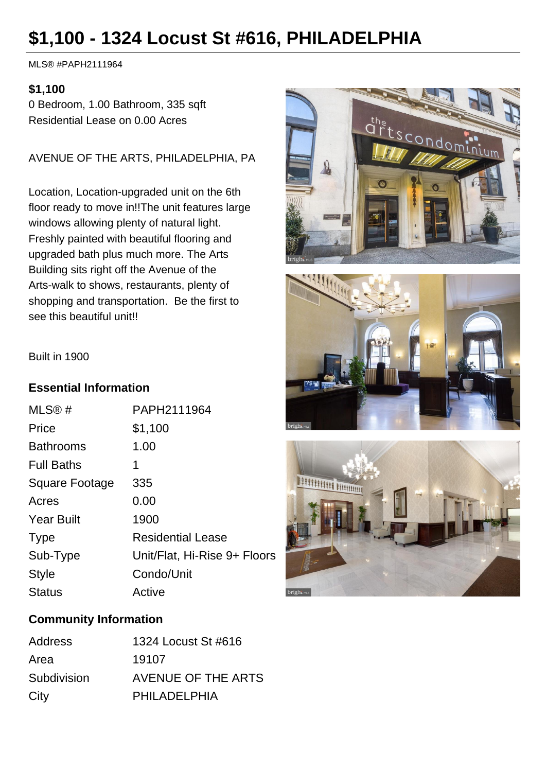# $1,100 - 1324 Locust St #616, PHILADELPHIA

MLS® #PAPH2111964

**$1,100**

0 Bedroom, 1.00 Bathroom, 335 sqft

Residential Lease on 0.00 Acres

AVENUE OF THE ARTS, PHILADELPHIA, PA

Location, Location-upgraded unit on the 6th floor ready to move in!!The unit features large windows allowing plenty of natural light. Freshly painted with beautiful flooring and upgraded bath plus much more. The Arts Building sits right off the Avenue of the Arts-walk to shows, restaurants, plenty of shopping and transportation. Be the first to see this beautiful unit!!

Built in 1900

## Essential Information

| | |
|---|---|
| MLS® # | PAPH2111964 |
| Price | $1,100 |
| Bathrooms | 1.00 |
| Full Baths | 1 |
| Square Footage | 335 |
| Acres | 0.00 |
| Year Built | 1900 |
| Type | Residential Lease |
| Sub-Type | Unit/Flat, Hi-Rise 9+ Floors |
| Style | Condo/Unit |
| Status | Active |

## Community Information

| | |
|---|---|
| Address | 1324 Locust St #616 |
| Area | 19107 |
| Subdivision | AVENUE OF THE ARTS |
| City | PHILADELPHIA |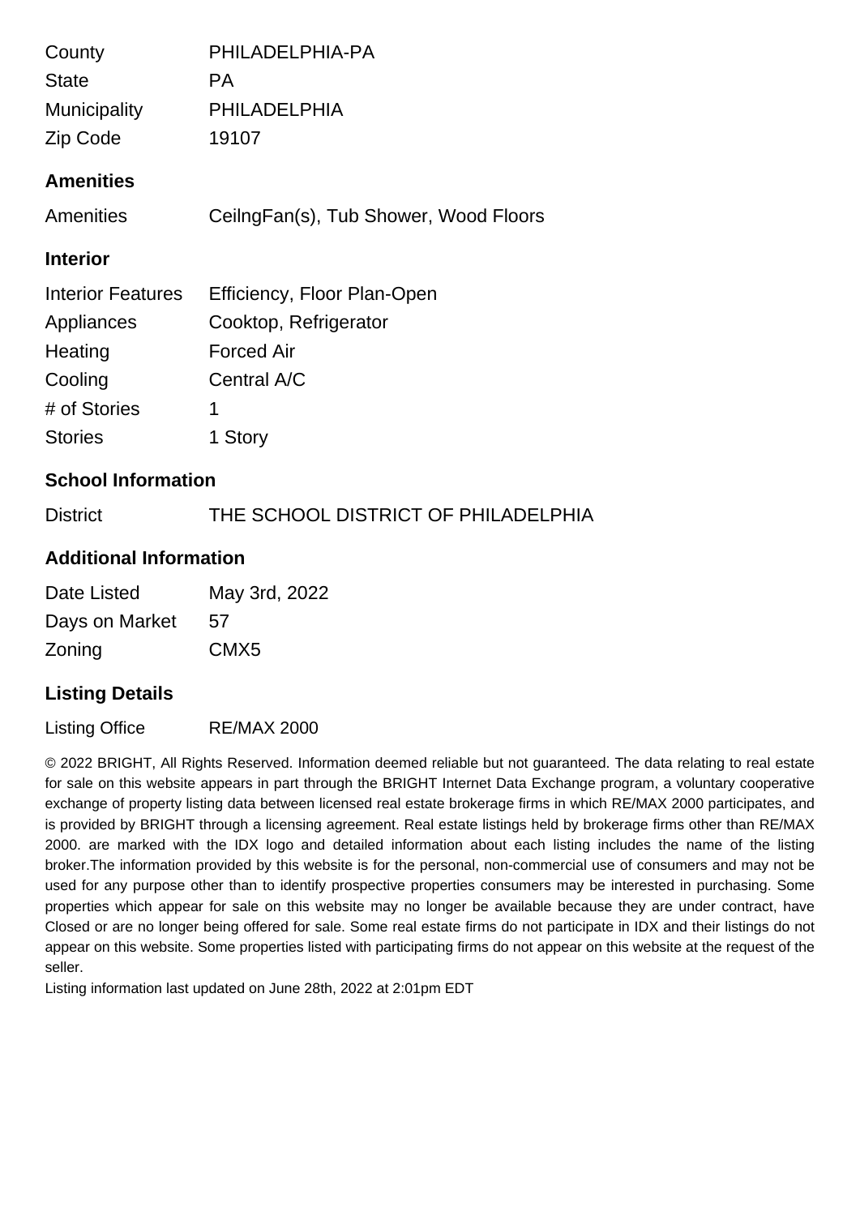| | |
|---|---|
| County | PHILADELPHIA-PA |
| State | PA |
| Municipality | PHILADELPHIA |
| Zip Code | 19107 |

## Amenities

| | |
|---|---|
| Amenities | CeilngFan(s), Tub Shower, Wood Floors |

## Interior

| | |
|---|---|
| Interior Features | Efficiency, Floor Plan-Open |
| Appliances | Cooktop, Refrigerator |
| Heating | Forced Air |
| Cooling | Central A/C |
| # of Stories | 1 |
| Stories | 1 Story |

## School Information

| | |
|---|---|
| District | THE SCHOOL DISTRICT OF PHILADELPHIA |

## Additional Information

| | |
|---|---|
| Date Listed | May 3rd, 2022 |
| Days on Market | 57 |
| Zoning | CMX5 |

## Listing Details

| | |
|---|---|
| Listing Office | RE/MAX 2000 |

© 2022 BRIGHT, All Rights Reserved. Information deemed reliable but not guaranteed. The data relating to real estate for sale on this website appears in part through the BRIGHT Internet Data Exchange program, a voluntary cooperative exchange of property listing data between licensed real estate brokerage firms in which RE/MAX 2000 participates, and is provided by BRIGHT through a licensing agreement. Real estate listings held by brokerage firms other than RE/MAX 2000. are marked with the IDX logo and detailed information about each listing includes the name of the listing broker.The information provided by this website is for the personal, non-commercial use of consumers and may not be used for any purpose other than to identify prospective properties consumers may be interested in purchasing. Some properties which appear for sale on this website may no longer be available because they are under contract, have Closed or are no longer being offered for sale. Some real estate firms do not participate in IDX and their listings do not appear on this website. Some properties listed with participating firms do not appear on this website at the request of the seller.

Listing information last updated on June 28th, 2022 at 2:01pm EDT